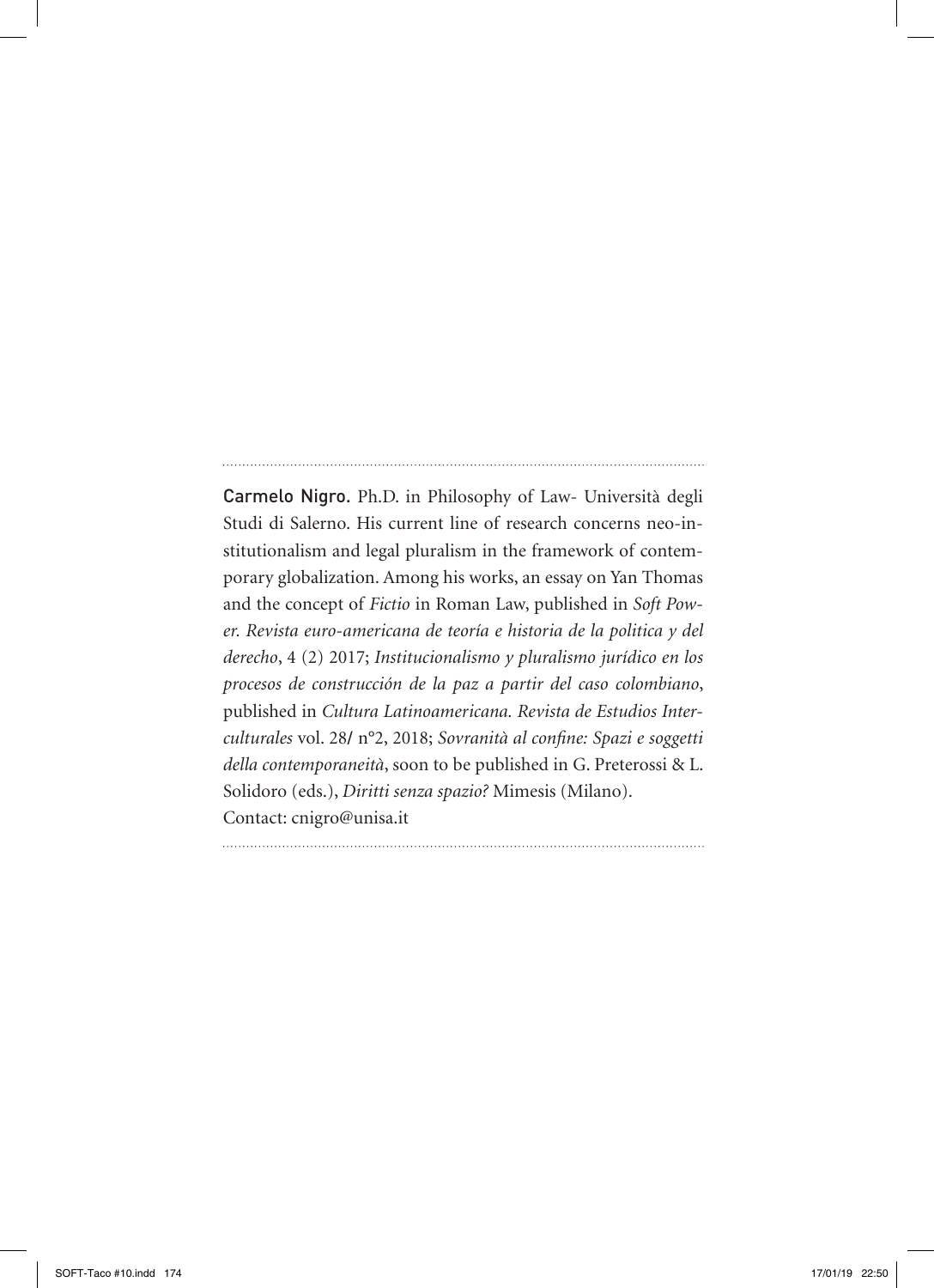**Carmelo Nigro.** Ph.D. in Philosophy of Law- Università degli Studi di Salerno. His current line of research concerns neo-institutionalism and legal pluralism in the framework of contemporary globalization. Among his works, an essay on Yan Thomas and the concept of *Fictio* in Roman Law, published in *Soft Power. Revista euro-americana de teoría e historia de la politica y del derecho*, 4 (2) 2017; *Institucionalismo y pluralismo jurídico en los procesos de construcción de la paz a partir del caso colombiano*, published in *Cultura Latinoamericana. Revista de Estudios Interculturales* vol. 28/ n°2, 2018; *Sovranità al confine: Spazi e soggetti della contemporaneità*, soon to be published in G. Preterossi & L. Solidoro (eds.), *Diritti senza spazio?* Mimesis (Milano).
Contact: cnigro@unisa.it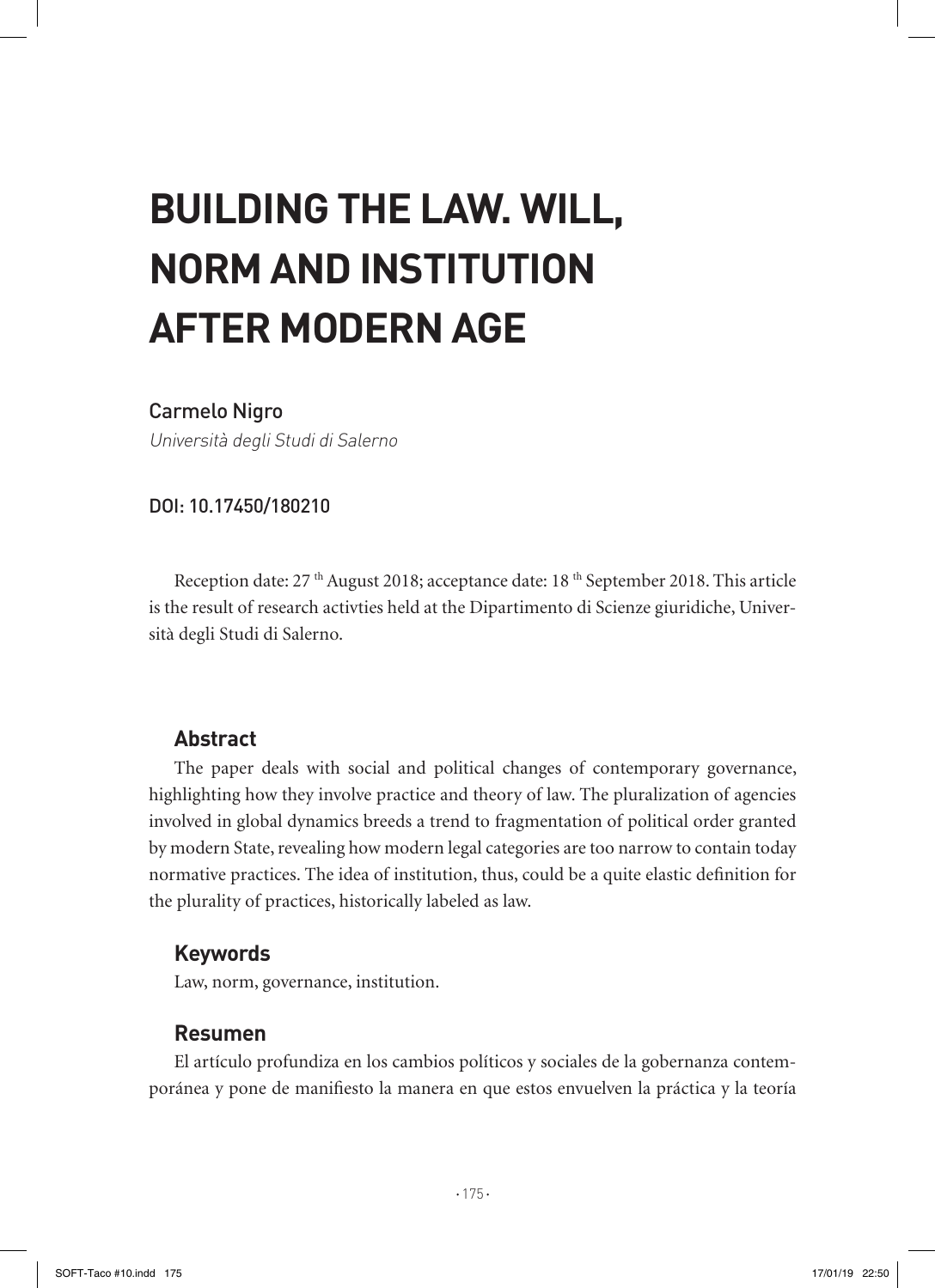# BUILDING THE LAW. WILL, NORM AND INSTITUTION AFTER MODERN AGE

Carmelo Nigro

*Università degli Studi di Salerno*

DOI: 10.17450/180210

Reception date: 27 th August 2018; acceptance date: 18 th September 2018. This article is the result of research activties held at the Dipartimento di Scienze giuridiche, Università degli Studi di Salerno.

### Abstract

The paper deals with social and political changes of contemporary governance, highlighting how they involve practice and theory of law. The pluralization of agencies involved in global dynamics breeds a trend to fragmentation of political order granted by modern State, revealing how modern legal categories are too narrow to contain today normative practices. The idea of institution, thus, could be a quite elastic definition for the plurality of practices, historically labeled as law.

### Keywords

Law, norm, governance, institution.

### Resumen

El artículo profundiza en los cambios políticos y sociales de la gobernanza contemporánea y pone de manifiesto la manera en que estos envuelven la práctica y la teoría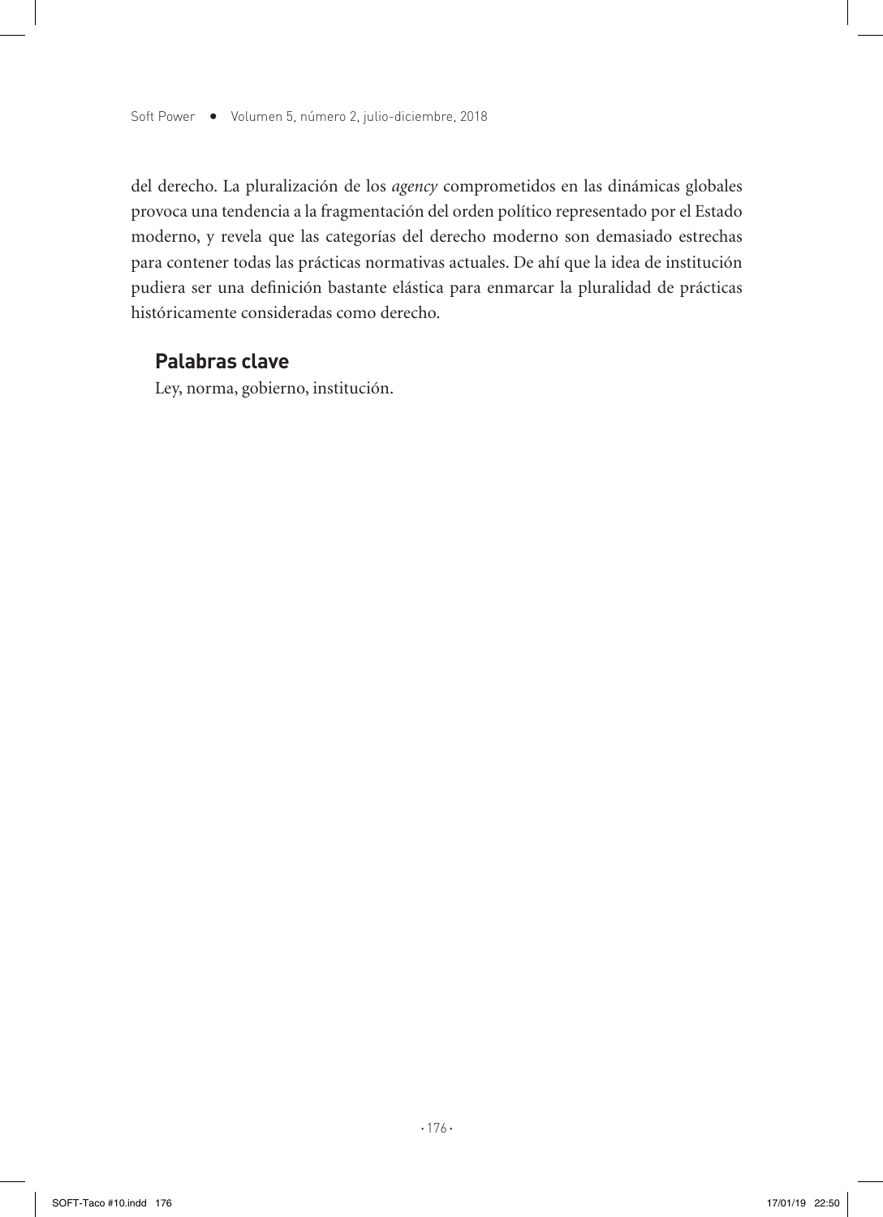del derecho. La pluralización de los *agency* comprometidos en las dinámicas globales provoca una tendencia a la fragmentación del orden político representado por el Estado moderno, y revela que las categorías del derecho moderno son demasiado estrechas para contener todas las prácticas normativas actuales. De ahí que la idea de institución pudiera ser una definición bastante elástica para enmarcar la pluralidad de prácticas históricamente consideradas como derecho.

### Palabras clave

Ley, norma, gobierno, institución.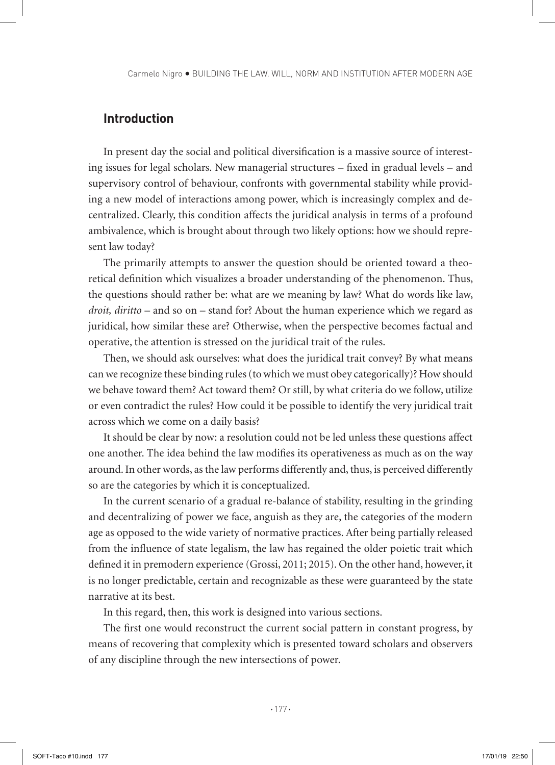## Introduction

In present day the social and political diversification is a massive source of interesting issues for legal scholars. New managerial structures – fixed in gradual levels – and supervisory control of behaviour, confronts with governmental stability while providing a new model of interactions among power, which is increasingly complex and decentralized. Clearly, this condition affects the juridical analysis in terms of a profound ambivalence, which is brought about through two likely options: how we should represent law today?

The primarily attempts to answer the question should be oriented toward a theoretical definition which visualizes a broader understanding of the phenomenon. Thus, the questions should rather be: what are we meaning by law? What do words like law, *droit, diritto* – and so on – stand for? About the human experience which we regard as juridical, how similar these are? Otherwise, when the perspective becomes factual and operative, the attention is stressed on the juridical trait of the rules.

Then, we should ask ourselves: what does the juridical trait convey? By what means can we recognize these binding rules (to which we must obey categorically)? How should we behave toward them? Act toward them? Or still, by what criteria do we follow, utilize or even contradict the rules? How could it be possible to identify the very juridical trait across which we come on a daily basis?

It should be clear by now: a resolution could not be led unless these questions affect one another. The idea behind the law modifies its operativeness as much as on the way around. In other words, as the law performs differently and, thus, is perceived differently so are the categories by which it is conceptualized.

In the current scenario of a gradual re-balance of stability, resulting in the grinding and decentralizing of power we face, anguish as they are, the categories of the modern age as opposed to the wide variety of normative practices. After being partially released from the influence of state legalism, the law has regained the older poietic trait which defined it in premodern experience (Grossi, 2011; 2015). On the other hand, however, it is no longer predictable, certain and recognizable as these were guaranteed by the state narrative at its best.

In this regard, then, this work is designed into various sections.

The first one would reconstruct the current social pattern in constant progress, by means of recovering that complexity which is presented toward scholars and observers of any discipline through the new intersections of power.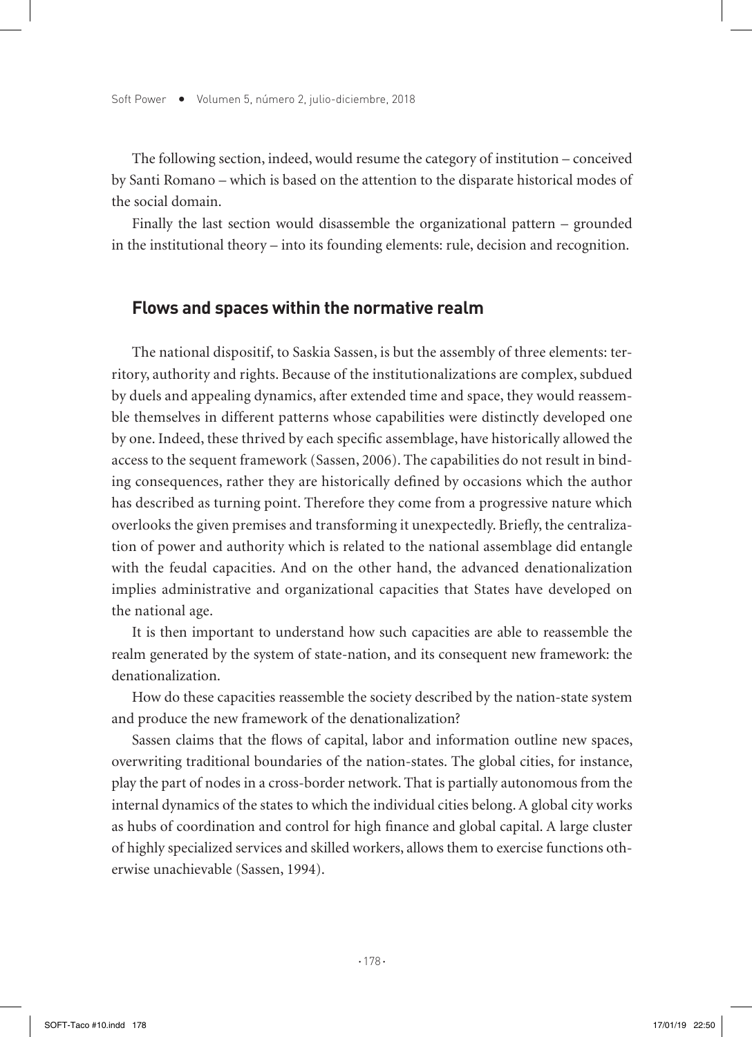The following section, indeed, would resume the category of institution – conceived by Santi Romano – which is based on the attention to the disparate historical modes of the social domain.

Finally the last section would disassemble the organizational pattern – grounded in the institutional theory – into its founding elements: rule, decision and recognition.

## Flows and spaces within the normative realm

The national dispositif, to Saskia Sassen, is but the assembly of three elements: territory, authority and rights. Because of the institutionalizations are complex, subdued by duels and appealing dynamics, after extended time and space, they would reassemble themselves in different patterns whose capabilities were distinctly developed one by one. Indeed, these thrived by each specific assemblage, have historically allowed the access to the sequent framework (Sassen, 2006). The capabilities do not result in binding consequences, rather they are historically defined by occasions which the author has described as turning point. Therefore they come from a progressive nature which overlooks the given premises and transforming it unexpectedly. Briefly, the centralization of power and authority which is related to the national assemblage did entangle with the feudal capacities. And on the other hand, the advanced denationalization implies administrative and organizational capacities that States have developed on the national age.

It is then important to understand how such capacities are able to reassemble the realm generated by the system of state-nation, and its consequent new framework: the denationalization.

How do these capacities reassemble the society described by the nation-state system and produce the new framework of the denationalization?

Sassen claims that the flows of capital, labor and information outline new spaces, overwriting traditional boundaries of the nation-states. The global cities, for instance, play the part of nodes in a cross-border network. That is partially autonomous from the internal dynamics of the states to which the individual cities belong. A global city works as hubs of coordination and control for high finance and global capital. A large cluster of highly specialized services and skilled workers, allows them to exercise functions otherwise unachievable (Sassen, 1994).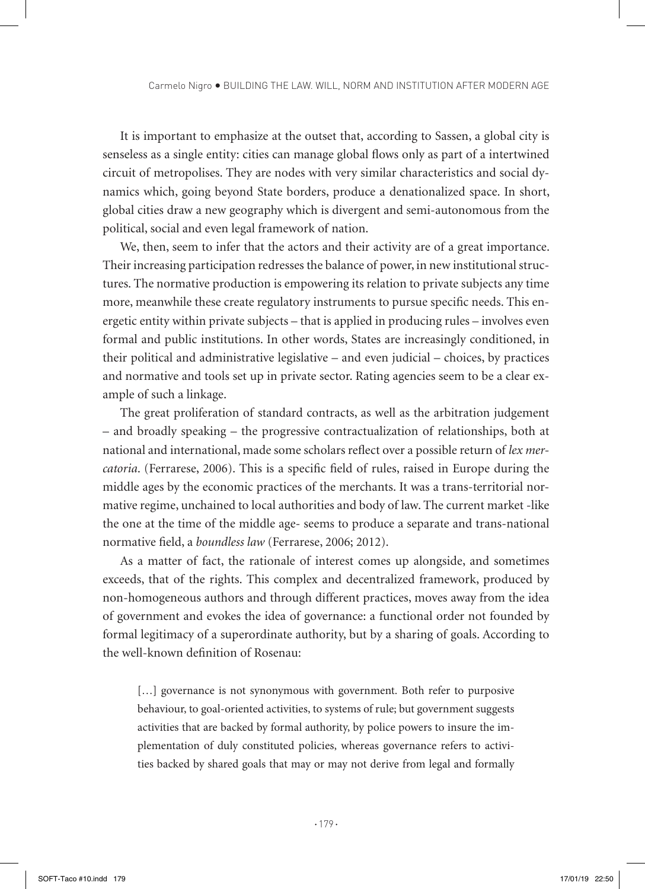It is important to emphasize at the outset that, according to Sassen, a global city is senseless as a single entity: cities can manage global flows only as part of a intertwined circuit of metropolises. They are nodes with very similar characteristics and social dynamics which, going beyond State borders, produce a denationalized space. In short, global cities draw a new geography which is divergent and semi-autonomous from the political, social and even legal framework of nation.

We, then, seem to infer that the actors and their activity are of a great importance. Their increasing participation redresses the balance of power, in new institutional structures. The normative production is empowering its relation to private subjects any time more, meanwhile these create regulatory instruments to pursue specific needs. This energetic entity within private subjects – that is applied in producing rules – involves even formal and public institutions. In other words, States are increasingly conditioned, in their political and administrative legislative – and even judicial – choices, by practices and normative and tools set up in private sector. Rating agencies seem to be a clear example of such a linkage.

The great proliferation of standard contracts, as well as the arbitration judgement – and broadly speaking – the progressive contractualization of relationships, both at national and international, made some scholars reflect over a possible return of *lex mercatoria*. (Ferrarese, 2006). This is a specific field of rules, raised in Europe during the middle ages by the economic practices of the merchants. It was a trans-territorial normative regime, unchained to local authorities and body of law. The current market -like the one at the time of the middle age- seems to produce a separate and trans-national normative field, a *boundless law* (Ferrarese, 2006; 2012).

As a matter of fact, the rationale of interest comes up alongside, and sometimes exceeds, that of the rights. This complex and decentralized framework, produced by non-homogeneous authors and through different practices, moves away from the idea of government and evokes the idea of governance: a functional order not founded by formal legitimacy of a superordinate authority, but by a sharing of goals. According to the well-known definition of Rosenau:

> […] governance is not synonymous with government. Both refer to purposive behaviour, to goal-oriented activities, to systems of rule; but government suggests activities that are backed by formal authority, by police powers to insure the implementation of duly constituted policies, whereas governance refers to activities backed by shared goals that may or may not derive from legal and formally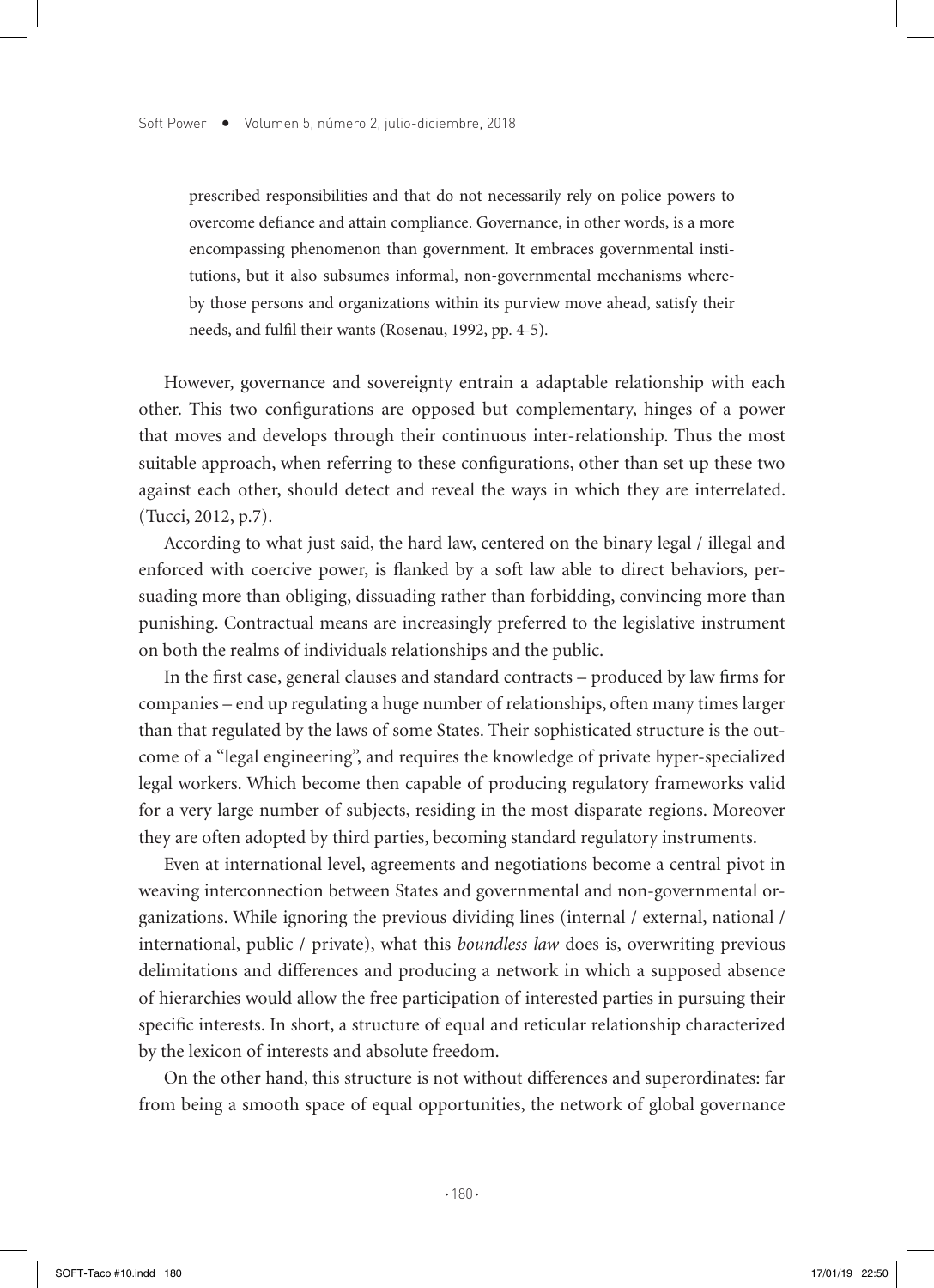> prescribed responsibilities and that do not necessarily rely on police powers to overcome defiance and attain compliance. Governance, in other words, is a more encompassing phenomenon than government. It embraces governmental institutions, but it also subsumes informal, non-governmental mechanisms whereby those persons and organizations within its purview move ahead, satisfy their needs, and fulfil their wants (Rosenau, 1992, pp. 4-5).

However, governance and sovereignty entrain a adaptable relationship with each other. This two configurations are opposed but complementary, hinges of a power that moves and develops through their continuous inter-relationship. Thus the most suitable approach, when referring to these configurations, other than set up these two against each other, should detect and reveal the ways in which they are interrelated. (Tucci, 2012, p.7).

According to what just said, the hard law, centered on the binary legal / illegal and enforced with coercive power, is flanked by a soft law able to direct behaviors, persuading more than obliging, dissuading rather than forbidding, convincing more than punishing. Contractual means are increasingly preferred to the legislative instrument on both the realms of individuals relationships and the public.

In the first case, general clauses and standard contracts – produced by law firms for companies – end up regulating a huge number of relationships, often many times larger than that regulated by the laws of some States. Their sophisticated structure is the outcome of a "legal engineering", and requires the knowledge of private hyper-specialized legal workers. Which become then capable of producing regulatory frameworks valid for a very large number of subjects, residing in the most disparate regions. Moreover they are often adopted by third parties, becoming standard regulatory instruments.

Even at international level, agreements and negotiations become a central pivot in weaving interconnection between States and governmental and non-governmental organizations. While ignoring the previous dividing lines (internal / external, national / international, public / private), what this *boundless law* does is, overwriting previous delimitations and differences and producing a network in which a supposed absence of hierarchies would allow the free participation of interested parties in pursuing their specific interests. In short, a structure of equal and reticular relationship characterized by the lexicon of interests and absolute freedom.

On the other hand, this structure is not without differences and superordinates: far from being a smooth space of equal opportunities, the network of global governance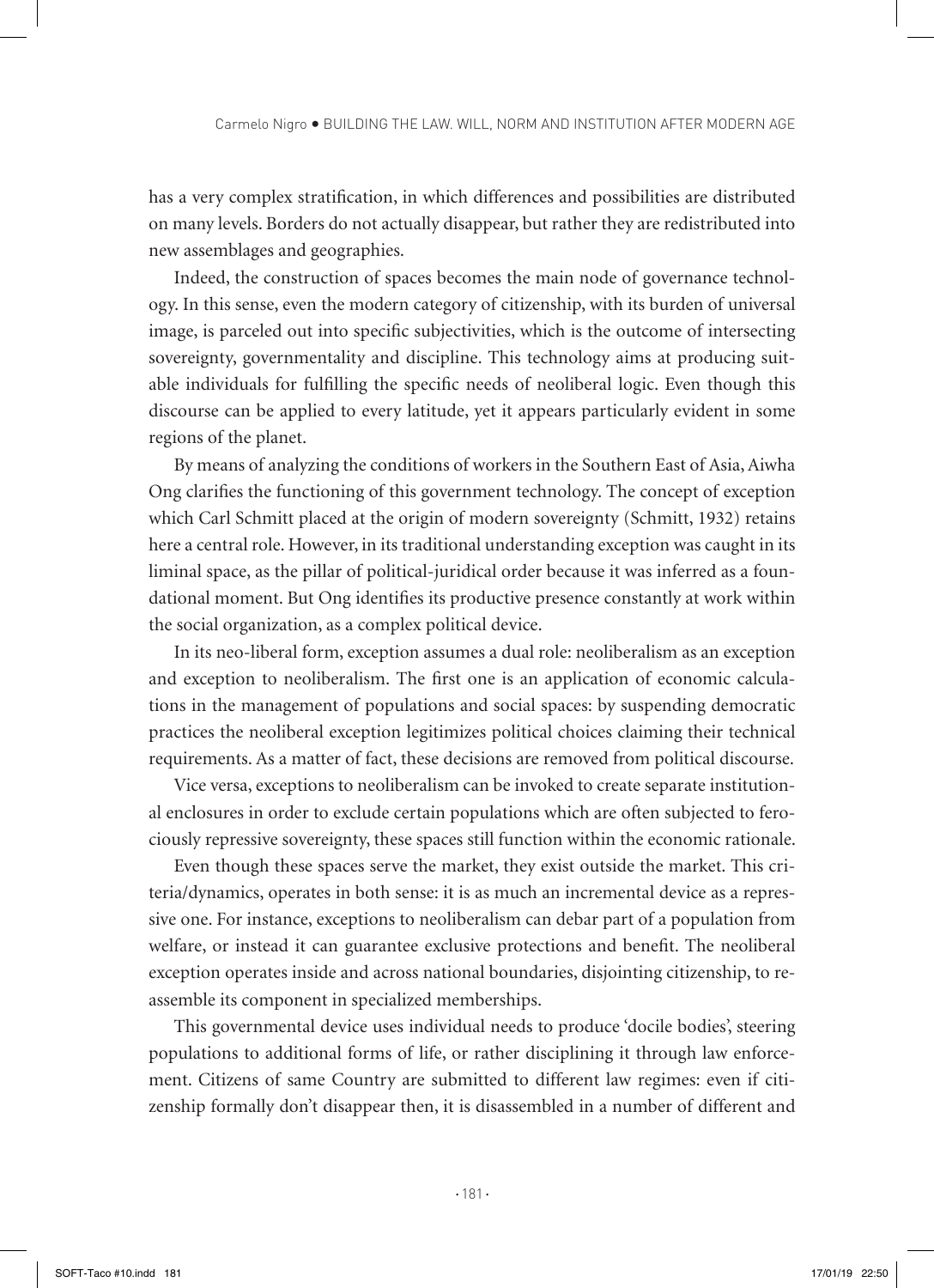has a very complex stratification, in which differences and possibilities are distributed on many levels. Borders do not actually disappear, but rather they are redistributed into new assemblages and geographies.

Indeed, the construction of spaces becomes the main node of governance technology. In this sense, even the modern category of citizenship, with its burden of universal image, is parceled out into specific subjectivities, which is the outcome of intersecting sovereignty, governmentality and discipline. This technology aims at producing suitable individuals for fulfilling the specific needs of neoliberal logic. Even though this discourse can be applied to every latitude, yet it appears particularly evident in some regions of the planet.

By means of analyzing the conditions of workers in the Southern East of Asia, Aiwha Ong clarifies the functioning of this government technology. The concept of exception which Carl Schmitt placed at the origin of modern sovereignty (Schmitt, 1932) retains here a central role. However, in its traditional understanding exception was caught in its liminal space, as the pillar of political-juridical order because it was inferred as a foundational moment. But Ong identifies its productive presence constantly at work within the social organization, as a complex political device.

In its neo-liberal form, exception assumes a dual role: neoliberalism as an exception and exception to neoliberalism. The first one is an application of economic calculations in the management of populations and social spaces: by suspending democratic practices the neoliberal exception legitimizes political choices claiming their technical requirements. As a matter of fact, these decisions are removed from political discourse.

Vice versa, exceptions to neoliberalism can be invoked to create separate institutional enclosures in order to exclude certain populations which are often subjected to ferociously repressive sovereignty, these spaces still function within the economic rationale.

Even though these spaces serve the market, they exist outside the market. This criteria/dynamics, operates in both sense: it is as much an incremental device as a repressive one. For instance, exceptions to neoliberalism can debar part of a population from welfare, or instead it can guarantee exclusive protections and benefit. The neoliberal exception operates inside and across national boundaries, disjointing citizenship, to reassemble its component in specialized memberships.

This governmental device uses individual needs to produce 'docile bodies', steering populations to additional forms of life, or rather disciplining it through law enforcement. Citizens of same Country are submitted to different law regimes: even if citizenship formally don't disappear then, it is disassembled in a number of different and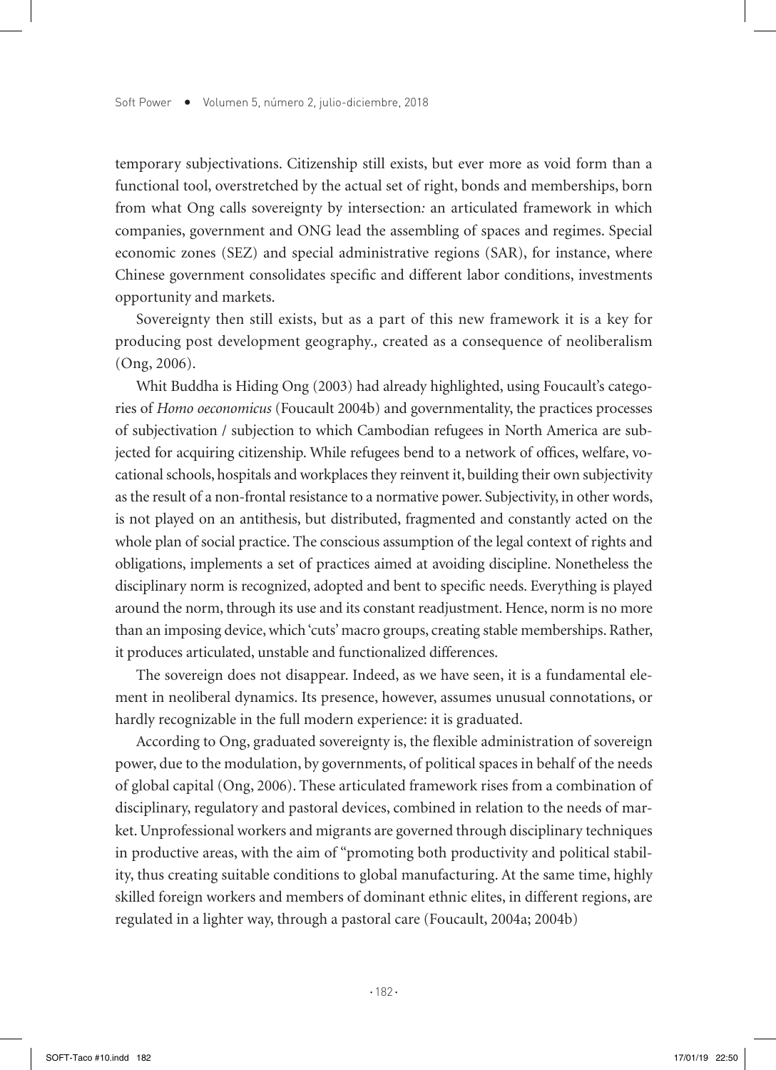temporary subjectivations. Citizenship still exists, but ever more as void form than a functional tool, overstretched by the actual set of right, bonds and memberships, born from what Ong calls sovereignty by intersection*:* an articulated framework in which companies, government and ONG lead the assembling of spaces and regimes. Special economic zones (SEZ) and special administrative regions (SAR), for instance, where Chinese government consolidates specific and different labor conditions, investments opportunity and markets.

Sovereignty then still exists, but as a part of this new framework it is a key for producing post development geography*.,* created as a consequence of neoliberalism (Ong, 2006).

Whit Buddha is Hiding Ong (2003) had already highlighted, using Foucault's categories of *Homo oeconomicus* (Foucault 2004b) and governmentality, the practices processes of subjectivation / subjection to which Cambodian refugees in North America are subjected for acquiring citizenship. While refugees bend to a network of offices, welfare, vocational schools, hospitals and workplaces they reinvent it, building their own subjectivity as the result of a non-frontal resistance to a normative power. Subjectivity, in other words, is not played on an antithesis, but distributed, fragmented and constantly acted on the whole plan of social practice. The conscious assumption of the legal context of rights and obligations, implements a set of practices aimed at avoiding discipline. Nonetheless the disciplinary norm is recognized, adopted and bent to specific needs. Everything is played around the norm, through its use and its constant readjustment. Hence, norm is no more than an imposing device, which 'cuts' macro groups, creating stable memberships. Rather, it produces articulated, unstable and functionalized differences.

The sovereign does not disappear. Indeed, as we have seen, it is a fundamental element in neoliberal dynamics. Its presence, however, assumes unusual connotations, or hardly recognizable in the full modern experience: it is graduated.

According to Ong, graduated sovereignty is, the flexible administration of sovereign power, due to the modulation, by governments, of political spaces in behalf of the needs of global capital (Ong, 2006). These articulated framework rises from a combination of disciplinary, regulatory and pastoral devices, combined in relation to the needs of market. Unprofessional workers and migrants are governed through disciplinary techniques in productive areas, with the aim of "promoting both productivity and political stability, thus creating suitable conditions to global manufacturing. At the same time, highly skilled foreign workers and members of dominant ethnic elites, in different regions, are regulated in a lighter way, through a pastoral care (Foucault, 2004a; 2004b)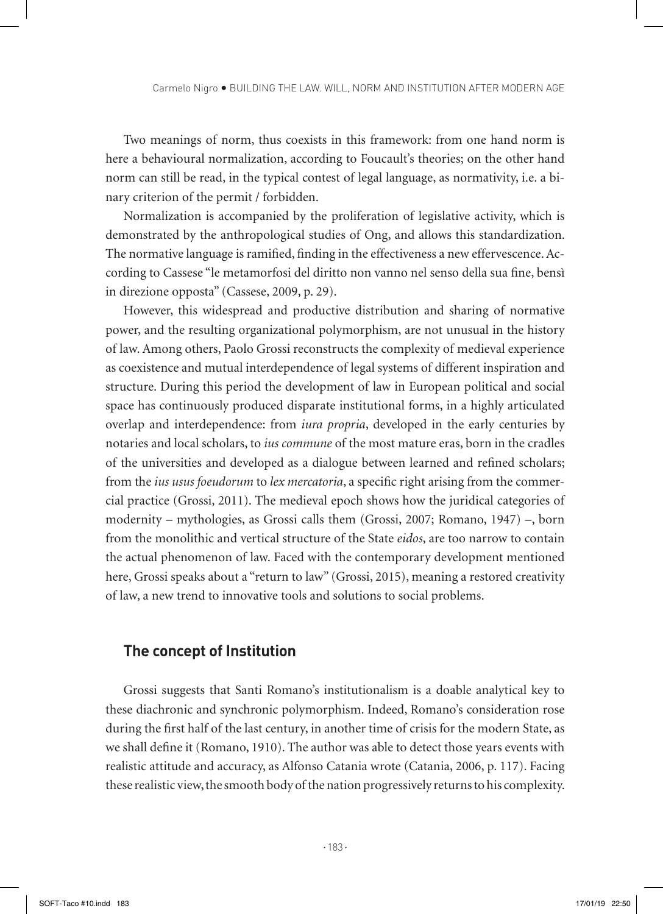Two meanings of norm, thus coexists in this framework: from one hand norm is here a behavioural normalization, according to Foucault's theories; on the other hand norm can still be read, in the typical contest of legal language, as normativity, i.e. a binary criterion of the permit / forbidden.

Normalization is accompanied by the proliferation of legislative activity, which is demonstrated by the anthropological studies of Ong, and allows this standardization. The normative language is ramified, finding in the effectiveness a new effervescence. According to Cassese "le metamorfosi del diritto non vanno nel senso della sua fine, bensì in direzione opposta" (Cassese, 2009, p. 29).

However, this widespread and productive distribution and sharing of normative power, and the resulting organizational polymorphism, are not unusual in the history of law. Among others, Paolo Grossi reconstructs the complexity of medieval experience as coexistence and mutual interdependence of legal systems of different inspiration and structure. During this period the development of law in European political and social space has continuously produced disparate institutional forms, in a highly articulated overlap and interdependence: from *iura propria*, developed in the early centuries by notaries and local scholars, to *ius commune* of the most mature eras, born in the cradles of the universities and developed as a dialogue between learned and refined scholars; from the *ius usus foeudorum* to *lex mercatoria*, a specific right arising from the commercial practice (Grossi, 2011). The medieval epoch shows how the juridical categories of modernity – mythologies, as Grossi calls them (Grossi, 2007; Romano, 1947) –, born from the monolithic and vertical structure of the State *eidos*, are too narrow to contain the actual phenomenon of law. Faced with the contemporary development mentioned here, Grossi speaks about a "return to law" (Grossi, 2015), meaning a restored creativity of law, a new trend to innovative tools and solutions to social problems.

## The concept of Institution

Grossi suggests that Santi Romano's institutionalism is a doable analytical key to these diachronic and synchronic polymorphism. Indeed, Romano's consideration rose during the first half of the last century, in another time of crisis for the modern State, as we shall define it (Romano, 1910). The author was able to detect those years events with realistic attitude and accuracy, as Alfonso Catania wrote (Catania, 2006, p. 117). Facing these realistic view, the smooth body of the nation progressively returns to his complexity.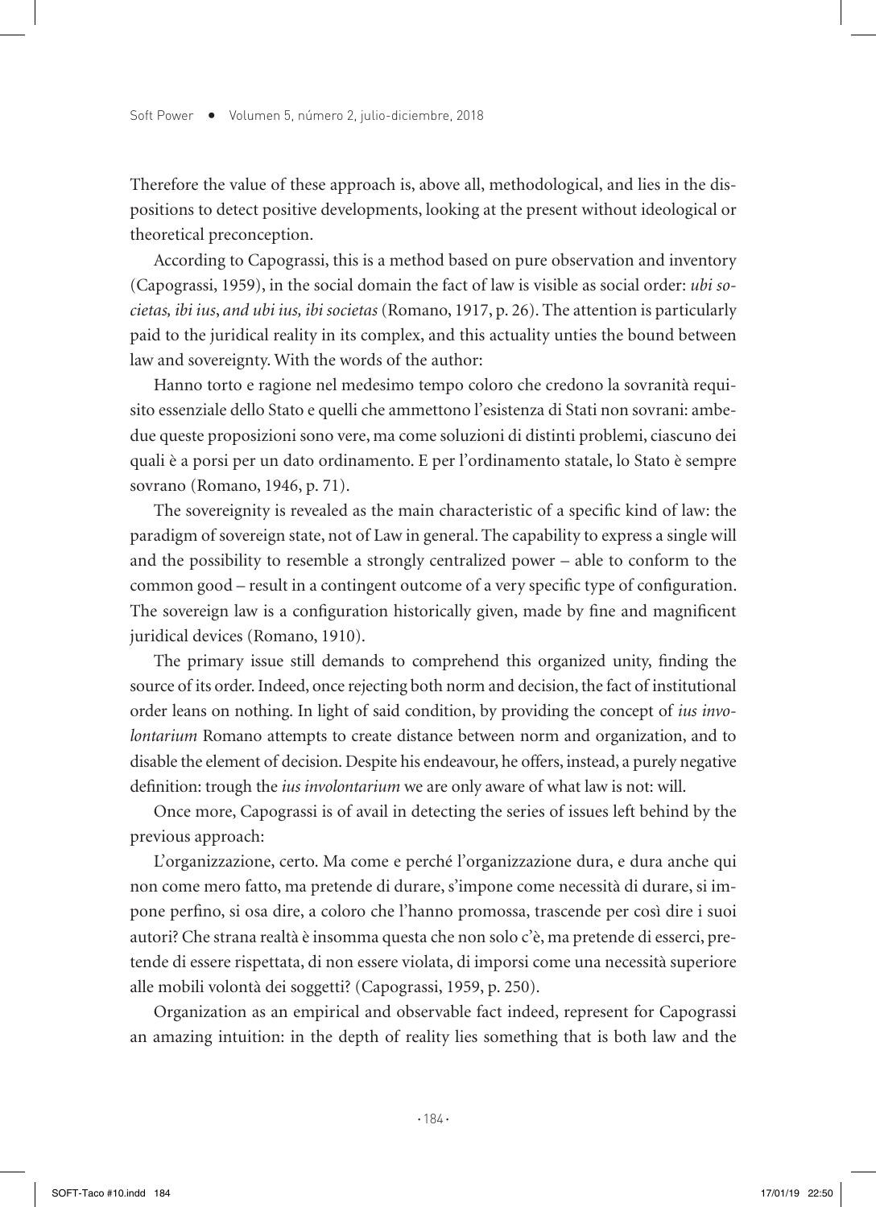Therefore the value of these approach is, above all, methodological, and lies in the dispositions to detect positive developments, looking at the present without ideological or theoretical preconception.

According to Capograssi, this is a method based on pure observation and inventory (Capograssi, 1959), in the social domain the fact of law is visible as social order: *ubi societas, ibi ius*, *and ubi ius, ibi societas* (Romano, 1917, p. 26). The attention is particularly paid to the juridical reality in its complex, and this actuality unties the bound between law and sovereignty. With the words of the author:

Hanno torto e ragione nel medesimo tempo coloro che credono la sovranità requisito essenziale dello Stato e quelli che ammettono l'esistenza di Stati non sovrani: ambedue queste proposizioni sono vere, ma come soluzioni di distinti problemi, ciascuno dei quali è a porsi per un dato ordinamento. E per l'ordinamento statale, lo Stato è sempre sovrano (Romano, 1946, p. 71).

The sovereignity is revealed as the main characteristic of a specific kind of law: the paradigm of sovereign state, not of Law in general. The capability to express a single will and the possibility to resemble a strongly centralized power – able to conform to the common good – result in a contingent outcome of a very specific type of configuration. The sovereign law is a configuration historically given, made by fine and magnificent juridical devices (Romano, 1910).

The primary issue still demands to comprehend this organized unity, finding the source of its order. Indeed, once rejecting both norm and decision, the fact of institutional order leans on nothing. In light of said condition, by providing the concept of *ius involontarium* Romano attempts to create distance between norm and organization, and to disable the element of decision. Despite his endeavour, he offers, instead, a purely negative definition: trough the *ius involontarium* we are only aware of what law is not: will.

Once more, Capograssi is of avail in detecting the series of issues left behind by the previous approach:

L'organizzazione, certo. Ma come e perché l'organizzazione dura, e dura anche qui non come mero fatto, ma pretende di durare, s'impone come necessità di durare, si impone perfino, si osa dire, a coloro che l'hanno promossa, trascende per così dire i suoi autori? Che strana realtà è insomma questa che non solo c'è, ma pretende di esserci, pretende di essere rispettata, di non essere violata, di imporsi come una necessità superiore alle mobili volontà dei soggetti? (Capograssi, 1959, p. 250).

Organization as an empirical and observable fact indeed, represent for Capograssi an amazing intuition: in the depth of reality lies something that is both law and the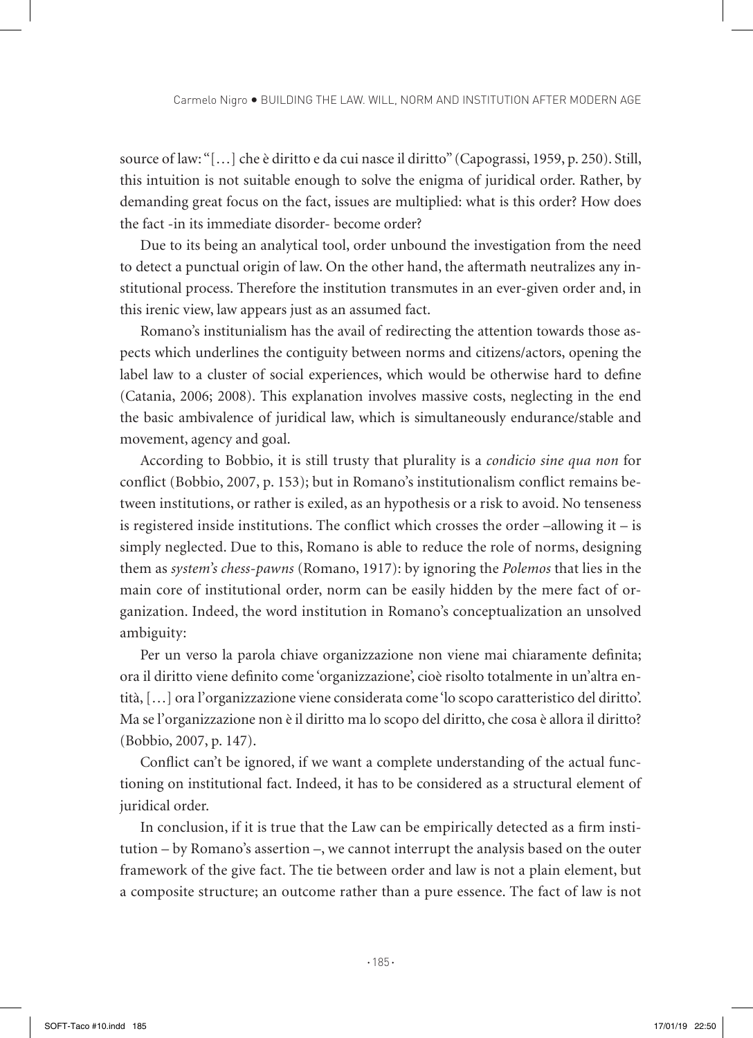source of law: "[…] che è diritto e da cui nasce il diritto" (Capograssi, 1959, p. 250). Still, this intuition is not suitable enough to solve the enigma of juridical order. Rather, by demanding great focus on the fact, issues are multiplied: what is this order? How does the fact -in its immediate disorder- become order?

Due to its being an analytical tool, order unbound the investigation from the need to detect a punctual origin of law. On the other hand, the aftermath neutralizes any institutional process. Therefore the institution transmutes in an ever-given order and, in this irenic view, law appears just as an assumed fact.

Romano's institunialism has the avail of redirecting the attention towards those aspects which underlines the contiguity between norms and citizens/actors, opening the label law to a cluster of social experiences, which would be otherwise hard to define (Catania, 2006; 2008). This explanation involves massive costs, neglecting in the end the basic ambivalence of juridical law, which is simultaneously endurance/stable and movement, agency and goal.

According to Bobbio, it is still trusty that plurality is a *condicio sine qua non* for conflict (Bobbio, 2007, p. 153); but in Romano's institutionalism conflict remains between institutions, or rather is exiled, as an hypothesis or a risk to avoid. No tenseness is registered inside institutions. The conflict which crosses the order –allowing it – is simply neglected. Due to this, Romano is able to reduce the role of norms, designing them as *system's chess-pawns* (Romano, 1917): by ignoring the *Polemos* that lies in the main core of institutional order, norm can be easily hidden by the mere fact of organization. Indeed, the word institution in Romano's conceptualization an unsolved ambiguity:

Per un verso la parola chiave organizzazione non viene mai chiaramente definita; ora il diritto viene definito come 'organizzazione', cioè risolto totalmente in un'altra entità, […] ora l'organizzazione viene considerata come 'lo scopo caratteristico del diritto'. Ma se l'organizzazione non è il diritto ma lo scopo del diritto, che cosa è allora il diritto? (Bobbio, 2007, p. 147).

Conflict can't be ignored, if we want a complete understanding of the actual functioning on institutional fact. Indeed, it has to be considered as a structural element of juridical order.

In conclusion, if it is true that the Law can be empirically detected as a firm institution – by Romano's assertion –, we cannot interrupt the analysis based on the outer framework of the give fact. The tie between order and law is not a plain element, but a composite structure; an outcome rather than a pure essence. The fact of law is not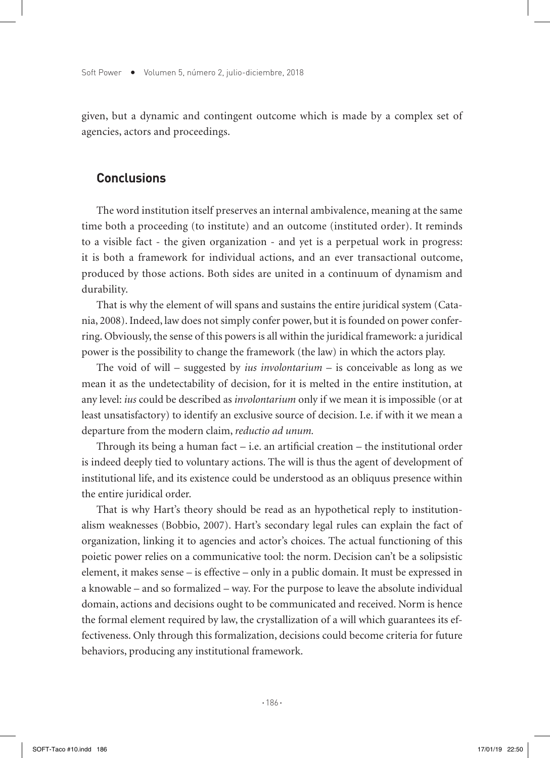given, but a dynamic and contingent outcome which is made by a complex set of agencies, actors and proceedings.

## Conclusions

The word institution itself preserves an internal ambivalence, meaning at the same time both a proceeding (to institute) and an outcome (instituted order). It reminds to a visible fact - the given organization - and yet is a perpetual work in progress: it is both a framework for individual actions, and an ever transactional outcome, produced by those actions. Both sides are united in a continuum of dynamism and durability.

That is why the element of will spans and sustains the entire juridical system (Catania, 2008). Indeed, law does not simply confer power, but it is founded on power conferring. Obviously, the sense of this powers is all within the juridical framework: a juridical power is the possibility to change the framework (the law) in which the actors play.

The void of will – suggested by *ius involontarium* – is conceivable as long as we mean it as the undetectability of decision, for it is melted in the entire institution, at any level: *ius* could be described as *involontarium* only if we mean it is impossible (or at least unsatisfactory) to identify an exclusive source of decision. I.e. if with it we mean a departure from the modern claim, *reductio ad unum.*

Through its being a human fact – i.e. an artificial creation – the institutional order is indeed deeply tied to voluntary actions. The will is thus the agent of development of institutional life, and its existence could be understood as an obliquus presence within the entire juridical order.

That is why Hart's theory should be read as an hypothetical reply to institutionalism weaknesses (Bobbio, 2007). Hart's secondary legal rules can explain the fact of organization, linking it to agencies and actor's choices. The actual functioning of this poietic power relies on a communicative tool: the norm. Decision can't be a solipsistic element, it makes sense – is effective – only in a public domain. It must be expressed in a knowable – and so formalized – way. For the purpose to leave the absolute individual domain, actions and decisions ought to be communicated and received. Norm is hence the formal element required by law, the crystallization of a will which guarantees its effectiveness. Only through this formalization, decisions could become criteria for future behaviors, producing any institutional framework.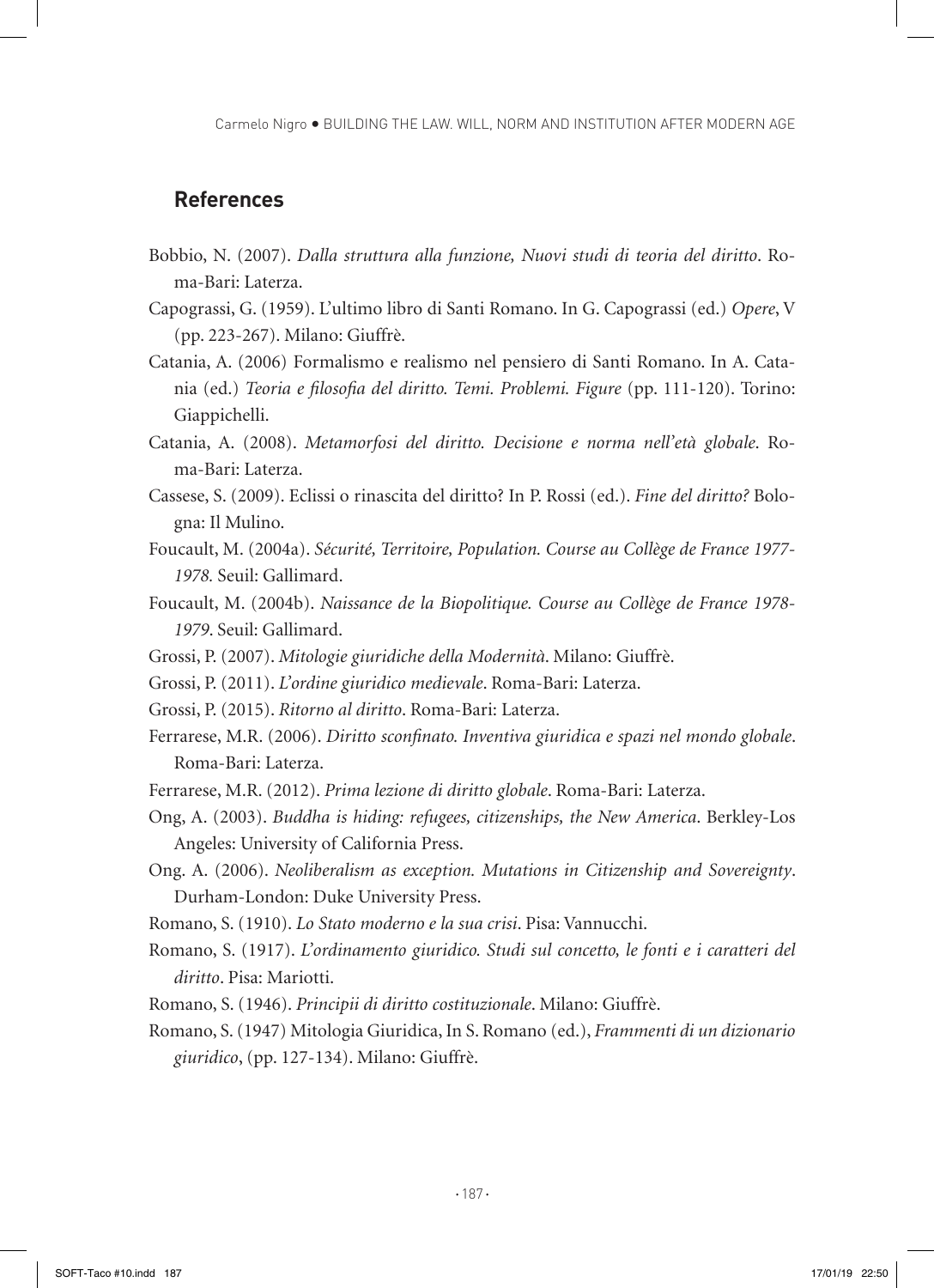## References

Bobbio, N. (2007). *Dalla struttura alla funzione, Nuovi studi di teoria del diritto*. Roma-Bari: Laterza.

Capograssi, G. (1959). L'ultimo libro di Santi Romano. In G. Capograssi (ed.) *Opere*, V (pp. 223-267). Milano: Giuffrè.

Catania, A. (2006) Formalismo e realismo nel pensiero di Santi Romano. In A. Catania (ed.) *Teoria e filosofia del diritto. Temi. Problemi. Figure* (pp. 111-120). Torino: Giappichelli.

Catania, A. (2008). *Metamorfosi del diritto. Decisione e norma nell'età globale*. Roma-Bari: Laterza.

Cassese, S. (2009). Eclissi o rinascita del diritto? In P. Rossi (ed.). *Fine del diritto?* Bologna: Il Mulino.

Foucault, M. (2004a). *Sécurité, Territoire, Population. Course au Collège de France 1977-1978.* Seuil: Gallimard.

Foucault, M. (2004b). *Naissance de la Biopolitique. Course au Collège de France 1978-1979*. Seuil: Gallimard.

Grossi, P. (2007). *Mitologie giuridiche della Modernità*. Milano: Giuffrè.

Grossi, P. (2011). *L'ordine giuridico medievale*. Roma-Bari: Laterza.

Grossi, P. (2015). *Ritorno al diritto*. Roma-Bari: Laterza.

Ferrarese, M.R. (2006). *Diritto sconfinato. Inventiva giuridica e spazi nel mondo globale*. Roma-Bari: Laterza.

Ferrarese, M.R. (2012). *Prima lezione di diritto globale*. Roma-Bari: Laterza.

Ong, A. (2003). *Buddha is hiding: refugees, citizenships, the New America*. Berkley-Los Angeles: University of California Press.

Ong. A. (2006). *Neoliberalism as exception. Mutations in Citizenship and Sovereignty*. Durham-London: Duke University Press.

Romano, S. (1910). *Lo Stato moderno e la sua crisi*. Pisa: Vannucchi.

Romano, S. (1917). *L'ordinamento giuridico. Studi sul concetto, le fonti e i caratteri del diritto*. Pisa: Mariotti.

Romano, S. (1946). *Principii di diritto costituzionale*. Milano: Giuffrè.

Romano, S. (1947) Mitologia Giuridica, In S. Romano (ed.), *Frammenti di un dizionario giuridico*, (pp. 127-134). Milano: Giuffrè.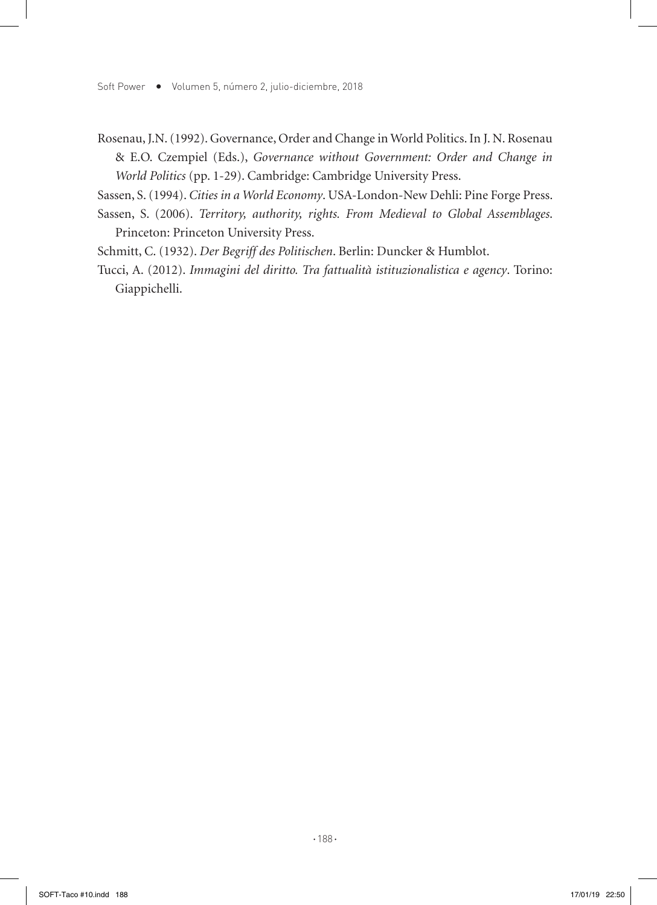Rosenau, J.N. (1992). Governance, Order and Change in World Politics. In J. N. Rosenau & E.O. Czempiel (Eds.), *Governance without Government: Order and Change in World Politics* (pp. 1-29). Cambridge: Cambridge University Press.

Sassen, S. (1994). *Cities in a World Economy*. USA-London-New Dehli: Pine Forge Press.

Sassen, S. (2006). *Territory, authority, rights. From Medieval to Global Assemblages*. Princeton: Princeton University Press.

Schmitt, C. (1932). *Der Begriff des Politischen*. Berlin: Duncker & Humblot.

Tucci, A. (2012). *Immagini del diritto. Tra fattualità istituzionalistica e agency*. Torino: Giappichelli.